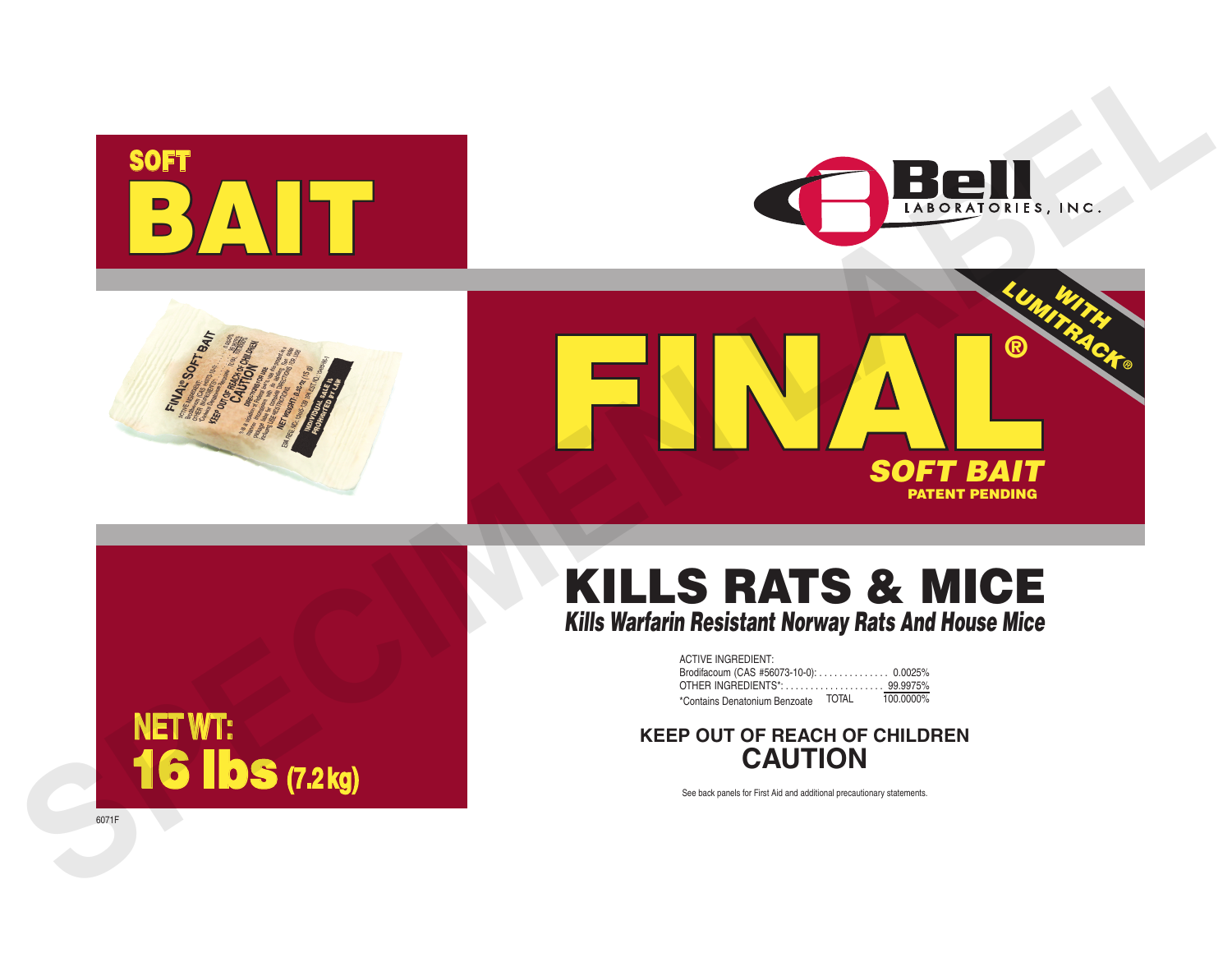SOFT

# BAIT

Bell LABORATORIES, INC.

WITH LUMITRACK®

# FINAL®

**SOFT BAIT**

**PATENT PENDING**

# KILLS RATS & MICE

***Kills Warfarin Resistant Norway Rats And House Mice***

| ACTIVE INGREDIENT: | |
|---|---|
| Brodifacoum (CAS #56073-10-0): | 0.0025% |
| OTHER INGREDIENTS*: | 99.9975% |
| *Contains Denatonium Benzoate TOTAL | 100.0000% |

**KEEP OUT OF REACH OF CHILDREN**

## CAUTION

See back panels for First Aid and additional precautionary statements.

**NET WT:**
**16 lbs (7.2 kg)**

6071F

SPECIMEN LABEL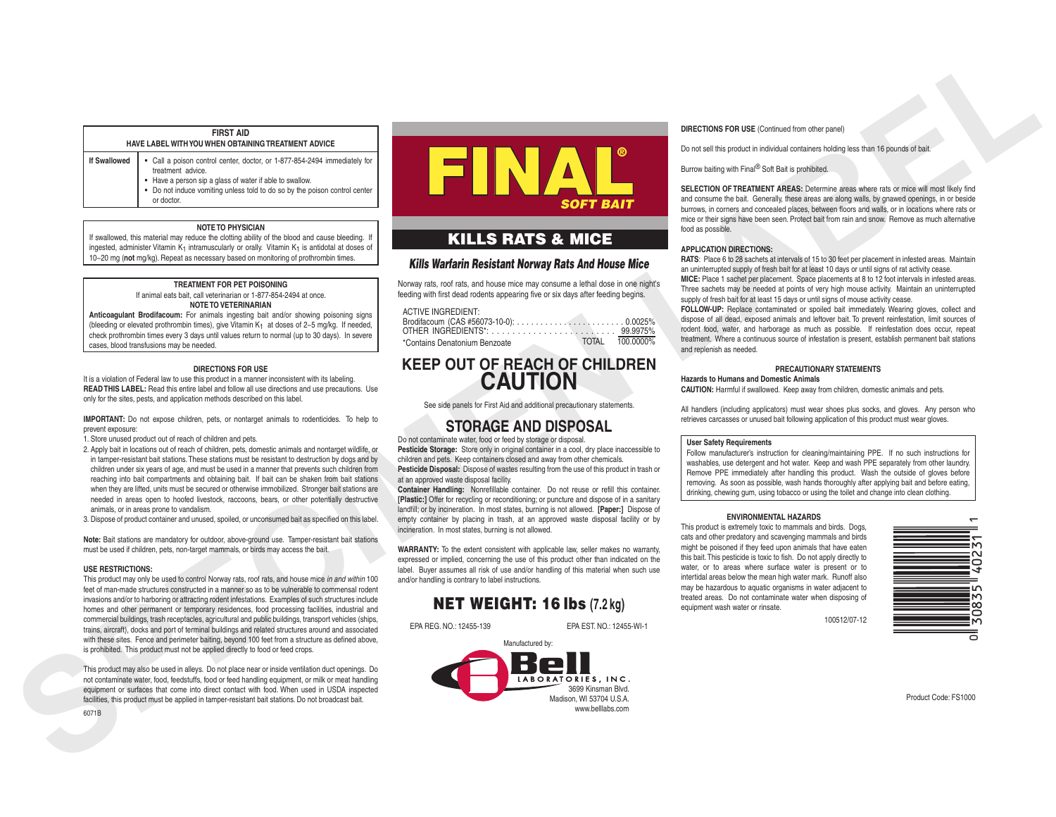## FIRST AID

### HAVE LABEL WITH YOU WHEN OBTAINING TREATMENT ADVICE

| | |
|---|---|
| **If Swallowed** | • Call a poison control center, doctor, or 1-877-854-2494 immediately for treatment advice.<br>• Have a person sip a glass of water if able to swallow.<br>• Do not induce vomiting unless told to do so by the poison control center or doctor. |

### NOTE TO PHYSICIAN

If swallowed, this material may reduce the clotting ability of the blood and cause bleeding. If ingested, administer Vitamin $K_1$ intramuscularly or orally. Vitamin $K_1$ is antidotal at doses of 10–20 mg (**not** mg/kg). Repeat as necessary based on monitoring of prothrombin times.

### TREATMENT FOR PET POISONING

If animal eats bait, call veterinarian or 1-877-854-2494 at once.

**NOTE TO VETERINARIAN**

**Anticoagulant Brodifacoum:** For animals ingesting bait and/or showing poisoning signs (bleeding or elevated prothrombin times), give Vitamin $K_1$ at doses of 2–5 mg/kg. If needed, check prothrombin times every 3 days until values return to normal (up to 30 days). In severe cases, blood transfusions may be needed.

## DIRECTIONS FOR USE

It is a violation of Federal law to use this product in a manner inconsistent with its labeling.
**READ THIS LABEL:** Read this entire label and follow all use directions and use precautions. Use only for the sites, pests, and application methods described on this label.

**IMPORTANT:** Do not expose children, pets, or nontarget animals to rodenticides. To help to prevent exposure:

1. Store unused product out of reach of children and pets.
2. Apply bait in locations out of reach of children, pets, domestic animals and nontarget wildlife, or in tamper-resistant bait stations. These stations must be resistant to destruction by dogs and by children under six years of age, and must be used in a manner that prevents such children from reaching into bait compartments and obtaining bait. If bait can be shaken from bait stations when they are lifted, units must be secured or otherwise immobilized. Stronger bait stations are needed in areas open to hoofed livestock, raccoons, bears, or other potentially destructive animals, or in areas prone to vandalism.
3. Dispose of product container and unused, spoiled, or unconsumed bait as specified on this label.

**Note:** Bait stations are mandatory for outdoor, above-ground use. Tamper-resistant bait stations must be used if children, pets, non-target mammals, or birds may access the bait.

**USE RESTRICTIONS:**

This product may only be used to control Norway rats, roof rats, and house mice *in and within* 100 feet of man-made structures constructed in a manner so as to be vulnerable to commensal rodent invasions and/or to harboring or attracting rodent infestations. Examples of such structures include homes and other permanent or temporary residences, food processing facilities, industrial and commercial buildings, trash receptacles, agricultural and public buildings, transport vehicles (ships, trains, aircraft), docks and port of terminal buildings and related structures around and associated with these sites. Fence and perimeter baiting, beyond 100 feet from a structure as defined above, is prohibited. This product must not be applied directly to food or feed crops.

This product may also be used in alleys. Do not place near or inside ventilation duct openings. Do not contaminate water, food, feedstuffs, food or feed handling equipment, or milk or meat handling equipment or surfaces that come into direct contact with food. When used in USDA inspected facilities, this product must be applied in tamper-resistant bait stations. Do not broadcast bait.

6071B

# FINAL® SOFT BAIT

## KILLS RATS & MICE

### *Kills Warfarin Resistant Norway Rats And House Mice*

Norway rats, roof rats, and house mice may consume a lethal dose in one night's feeding with first dead rodents appearing five or six days after feeding begins.

ACTIVE INGREDIENT:
Brodifacoum (CAS #56073-10-0): .......... 0.0025%
OTHER INGREDIENTS*: .......... 99.9975%
*Contains Denatonium Benzoate TOTAL 100.0000%

## KEEP OUT OF REACH OF CHILDREN
## CAUTION

See side panels for First Aid and additional precautionary statements.

## STORAGE AND DISPOSAL

Do not contaminate water, food or feed by storage or disposal.
**Pesticide Storage:** Store only in original container in a cool, dry place inaccessible to children and pets. Keep containers closed and away from other chemicals.
**Pesticide Disposal:** Dispose of wastes resulting from the use of this product in trash or at an approved waste disposal facility.
**Container Handling:** Nonrefillable container. Do not reuse or refill this container. **[Plastic:]** Offer for recycling or reconditioning; or puncture and dispose of in a sanitary landfill; or by incineration. In most states, burning is not allowed. **[Paper:]** Dispose of empty container by placing in trash, at an approved waste disposal facility or by incineration. In most states, burning is not allowed.

**WARRANTY:** To the extent consistent with applicable law, seller makes no warranty, expressed or implied, concerning the use of this product other than indicated on the label. Buyer assumes all risk of use and/or handling of this material when such use and/or handling is contrary to label instructions.

## NET WEIGHT: 16 lbs (7.2 kg)

EPA REG. NO.: 12455-139 EPA EST. NO.: 12455-WI-1

Manufactured by:
Bell LABORATORIES, INC.
3699 Kinsman Blvd.
Madison, WI 53704 U.S.A.
www.belllabs.com

**DIRECTIONS FOR USE** (Continued from other panel)

Do not sell this product in individual containers holding less than 16 pounds of bait.

Burrow baiting with Final® Soft Bait is prohibited.

**SELECTION OF TREATMENT AREAS:** Determine areas where rats or mice will most likely find and consume the bait. Generally, these areas are along walls, by gnawed openings, in or beside burrows, in corners and concealed places, between floors and walls, or in locations where rats or mice or their signs have been seen. Protect bait from rain and snow. Remove as much alternative food as possible.

**APPLICATION DIRECTIONS:**
**RATS**: Place 6 to 28 sachets at intervals of 15 to 30 feet per placement in infested areas. Maintain an uninterrupted supply of fresh bait for at least 10 days or until signs of rat activity cease.
**MICE:** Place 1 sachet per placement. Space placements at 8 to 12 foot intervals in infested areas. Three sachets may be needed at points of very high mouse activity. Maintain an uninterrupted supply of fresh bait for at least 15 days or until signs of mouse activity cease.
**FOLLOW-UP:** Replace contaminated or spoiled bait immediately. Wearing gloves, collect and dispose of all dead, exposed animals and leftover bait. To prevent reinfestation, limit sources of rodent food, water, and harborage as much as possible. If reinfestation does occur, repeat treatment. Where a continuous source of infestation is present, establish permanent bait stations and replenish as needed.

## PRECAUTIONARY STATEMENTS

**Hazards to Humans and Domestic Animals**
**CAUTION:** Harmful if swallowed. Keep away from children, domestic animals and pets.

All handlers (including applicators) must wear shoes plus socks, and gloves. Any person who retrieves carcasses or unused bait following application of this product must wear gloves.

**User Safety Requirements**
Follow manufacturer's instruction for cleaning/maintaining PPE. If no such instructions for washables, use detergent and hot water. Keep and wash PPE separately from other laundry. Remove PPE immediately after handling this product. Wash the outside of gloves before removing. As soon as possible, wash hands thoroughly after applying bait and before eating, drinking, chewing gum, using tobacco or using the toilet and change into clean clothing.

### ENVIRONMENTAL HAZARDS

This product is extremely toxic to mammals and birds. Dogs, cats and other predatory and scavenging mammals and birds might be poisoned if they feed upon animals that have eaten this bait. This pesticide is toxic to fish. Do not apply directly to water, or to areas where surface water is present or to intertidal areas below the mean high water mark. Runoff also may be hazardous to aquatic organisms in water adjacent to treated areas. Do not contaminate water when disposing of equipment wash water or rinsate.

100512/07-12

0 30835 40231 1

Product Code: FS1000